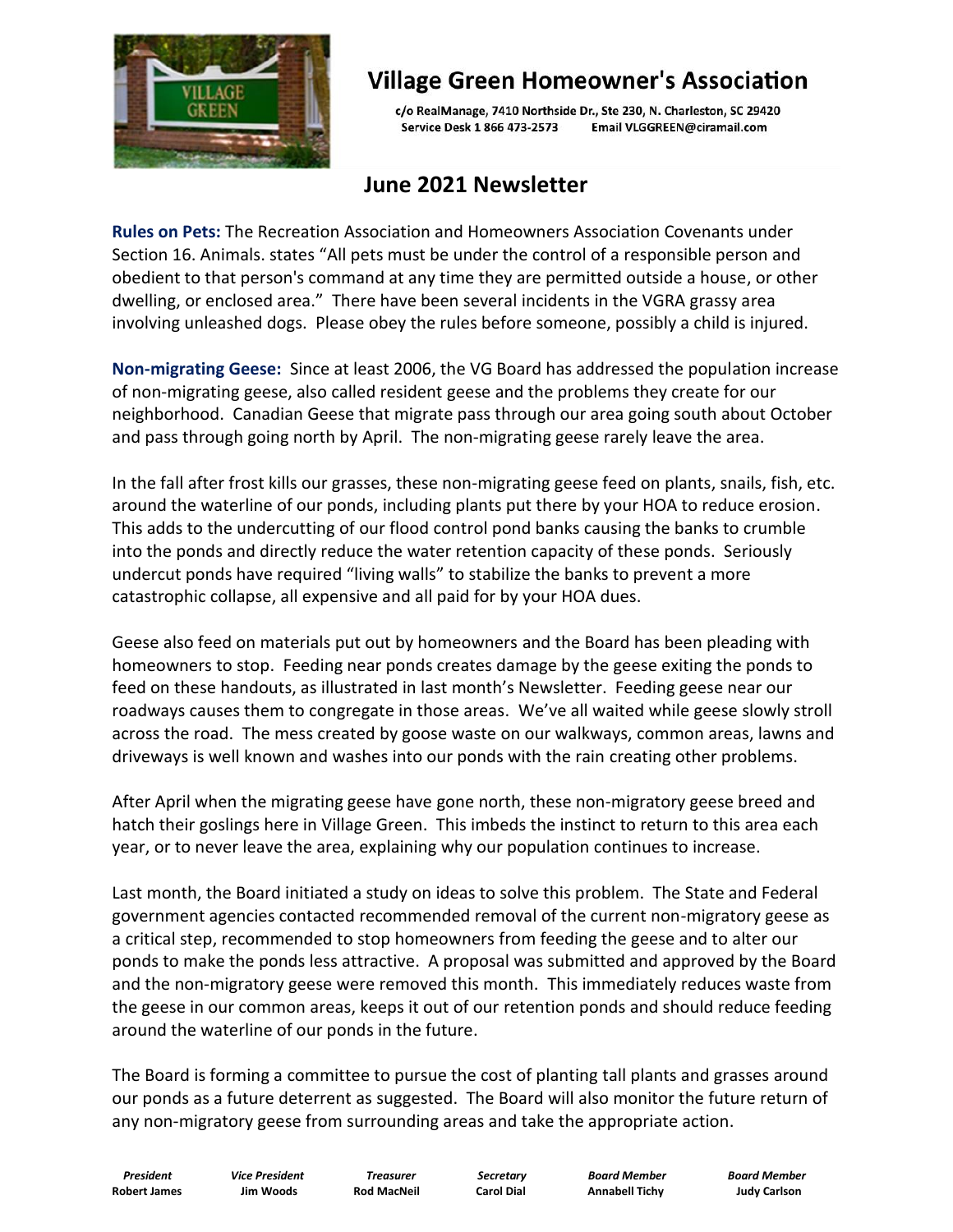# Village Green Homeowner's Association

c/o RealManage, 7410 Northside Dr., Ste 230, N. Charleston, SC 29420
Service Desk 1 866 473-2573 Email VLGGREEN@ciramail.com

## June 2021 Newsletter

**Rules on Pets:** The Recreation Association and Homeowners Association Covenants under Section 16. Animals. states "All pets must be under the control of a responsible person and obedient to that person's command at any time they are permitted outside a house, or other dwelling, or enclosed area." There have been several incidents in the VGRA grassy area involving unleashed dogs. Please obey the rules before someone, possibly a child is injured.

**Non-migrating Geese:** Since at least 2006, the VG Board has addressed the population increase of non-migrating geese, also called resident geese and the problems they create for our neighborhood. Canadian Geese that migrate pass through our area going south about October and pass through going north by April. The non-migrating geese rarely leave the area.

In the fall after frost kills our grasses, these non-migrating geese feed on plants, snails, fish, etc. around the waterline of our ponds, including plants put there by your HOA to reduce erosion. This adds to the undercutting of our flood control pond banks causing the banks to crumble into the ponds and directly reduce the water retention capacity of these ponds. Seriously undercut ponds have required "living walls" to stabilize the banks to prevent a more catastrophic collapse, all expensive and all paid for by your HOA dues.

Geese also feed on materials put out by homeowners and the Board has been pleading with homeowners to stop. Feeding near ponds creates damage by the geese exiting the ponds to feed on these handouts, as illustrated in last month's Newsletter. Feeding geese near our roadways causes them to congregate in those areas. We've all waited while geese slowly stroll across the road. The mess created by goose waste on our walkways, common areas, lawns and driveways is well known and washes into our ponds with the rain creating other problems.

After April when the migrating geese have gone north, these non-migratory geese breed and hatch their goslings here in Village Green. This imbeds the instinct to return to this area each year, or to never leave the area, explaining why our population continues to increase.

Last month, the Board initiated a study on ideas to solve this problem. The State and Federal government agencies contacted recommended removal of the current non-migratory geese as a critical step, recommended to stop homeowners from feeding the geese and to alter our ponds to make the ponds less attractive. A proposal was submitted and approved by the Board and the non-migratory geese were removed this month. This immediately reduces waste from the geese in our common areas, keeps it out of our retention ponds and should reduce feeding around the waterline of our ponds in the future.

The Board is forming a committee to pursue the cost of planting tall plants and grasses around our ponds as a future deterrent as suggested. The Board will also monitor the future return of any non-migratory geese from surrounding areas and take the appropriate action.

| *President* | *Vice President* | *Treasurer* | *Secretary* | *Board Member* | *Board Member* |
|---|---|---|---|---|---|
| **Robert James** | **Jim Woods** | **Rod MacNeil** | **Carol Dial** | **Annabell Tichy** | **Judy Carlson** |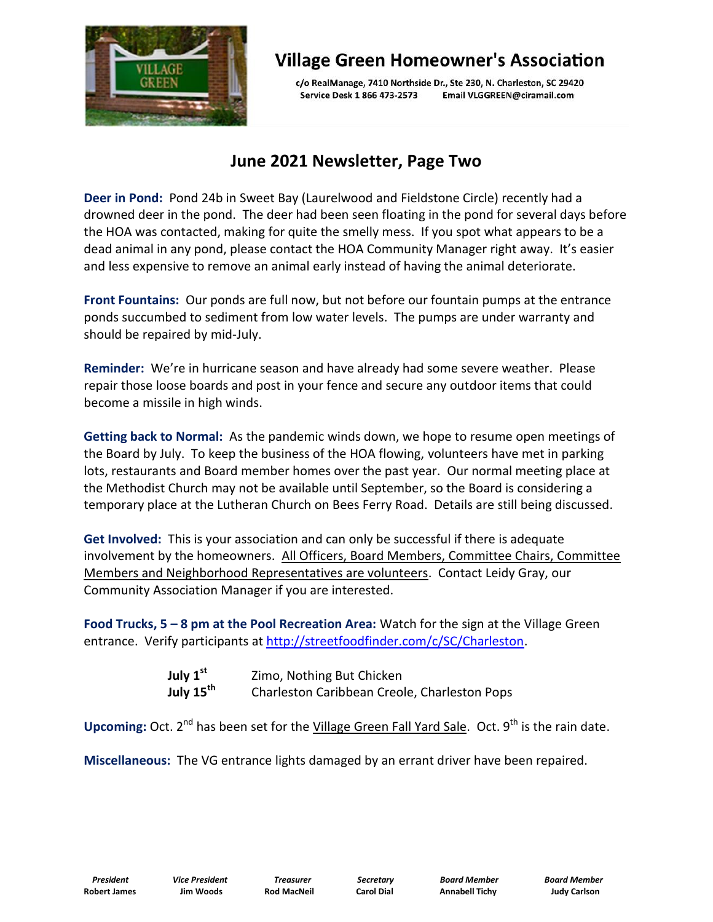# Village Green Homeowner's Association

c/o RealManage, 7410 Northside Dr., Ste 230, N. Charleston, SC 29420
Service Desk 1 866 473-2573 Email VLGGREEN@ciramail.com

## June 2021 Newsletter, Page Two

**Deer in Pond:** Pond 24b in Sweet Bay (Laurelwood and Fieldstone Circle) recently had a drowned deer in the pond. The deer had been seen floating in the pond for several days before the HOA was contacted, making for quite the smelly mess. If you spot what appears to be a dead animal in any pond, please contact the HOA Community Manager right away. It's easier and less expensive to remove an animal early instead of having the animal deteriorate.

**Front Fountains:** Our ponds are full now, but not before our fountain pumps at the entrance ponds succumbed to sediment from low water levels. The pumps are under warranty and should be repaired by mid-July.

**Reminder:** We're in hurricane season and have already had some severe weather. Please repair those loose boards and post in your fence and secure any outdoor items that could become a missile in high winds.

**Getting back to Normal:** As the pandemic winds down, we hope to resume open meetings of the Board by July. To keep the business of the HOA flowing, volunteers have met in parking lots, restaurants and Board member homes over the past year. Our normal meeting place at the Methodist Church may not be available until September, so the Board is considering a temporary place at the Lutheran Church on Bees Ferry Road. Details are still being discussed.

**Get Involved:** This is your association and can only be successful if there is adequate involvement by the homeowners. <u>All Officers, Board Members, Committee Chairs, Committee Members and Neighborhood Representatives are volunteers</u>. Contact Leidy Gray, our Community Association Manager if you are interested.

**Food Trucks, 5 – 8 pm at the Pool Recreation Area:** Watch for the sign at the Village Green entrance. Verify participants at http://streetfoodfinder.com/c/SC/Charleston.

| | |
|---|---|
| **July 1st** | Zimo, Nothing But Chicken |
| **July 15th** | Charleston Caribbean Creole, Charleston Pops |

**Upcoming:** Oct. 2nd has been set for the <u>Village Green Fall Yard Sale</u>. Oct. 9th is the rain date.

**Miscellaneous:** The VG entrance lights damaged by an errant driver have been repaired.

| *President* | *Vice President* | *Treasurer* | *Secretary* | *Board Member* | *Board Member* |
|---|---|---|---|---|---|
| **Robert James** | **Jim Woods** | **Rod MacNeil** | **Carol Dial** | **Annabell Tichy** | **Judy Carlson** |